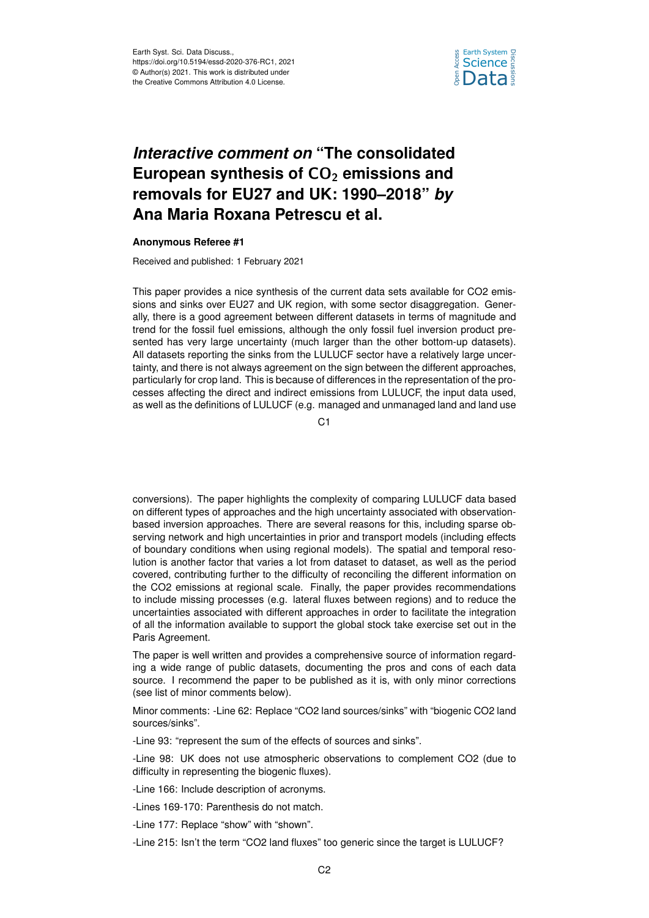# *Interactive comment on* "The consolidated European synthesis of $CO_2$ emissions and removals for EU27 and UK: 1990–2018" *by* Ana Maria Roxana Petrescu et al.

**Anonymous Referee #1**

Received and published: 1 February 2021

This paper provides a nice synthesis of the current data sets available for CO2 emissions and sinks over EU27 and UK region, with some sector disaggregation. Generally, there is a good agreement between different datasets in terms of magnitude and trend for the fossil fuel emissions, although the only fossil fuel inversion product presented has very large uncertainty (much larger than the other bottom-up datasets). All datasets reporting the sinks from the LULUCF sector have a relatively large uncertainty, and there is not always agreement on the sign between the different approaches, particularly for crop land. This is because of differences in the representation of the processes affecting the direct and indirect emissions from LULUCF, the input data used, as well as the definitions of LULUCF (e.g. managed and unmanaged land and land use conversions). The paper highlights the complexity of comparing LULUCF data based on different types of approaches and the high uncertainty associated with observation-based inversion approaches. There are several reasons for this, including sparse observing network and high uncertainties in prior and transport models (including effects of boundary conditions when using regional models). The spatial and temporal resolution is another factor that varies a lot from dataset to dataset, as well as the period covered, contributing further to the difficulty of reconciling the different information on the CO2 emissions at regional scale. Finally, the paper provides recommendations to include missing processes (e.g. lateral fluxes between regions) and to reduce the uncertainties associated with different approaches in order to facilitate the integration of all the information available to support the global stock take exercise set out in the Paris Agreement.

The paper is well written and provides a comprehensive source of information regarding a wide range of public datasets, documenting the pros and cons of each data source. I recommend the paper to be published as it is, with only minor corrections (see list of minor comments below).

Minor comments: -Line 62: Replace "CO2 land sources/sinks" with "biogenic CO2 land sources/sinks".

-Line 93: "represent the sum of the effects of sources and sinks".

-Line 98: UK does not use atmospheric observations to complement CO2 (due to difficulty in representing the biogenic fluxes).

-Line 166: Include description of acronyms.

-Lines 169-170: Parenthesis do not match.

-Line 177: Replace "show" with "shown".

-Line 215: Isn't the term "CO2 land fluxes" too generic since the target is LULUCF?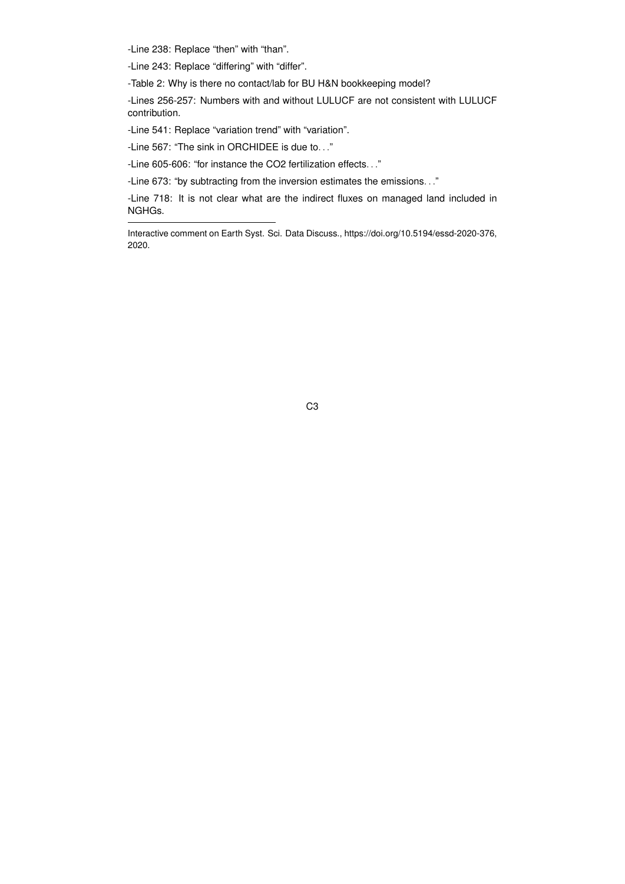-Line 238: Replace “then” with “than”.

-Line 243: Replace “differing” with “differ”.

-Table 2: Why is there no contact/lab for BU H&N bookkeeping model?

-Lines 256-257: Numbers with and without LULUCF are not consistent with LULUCF contribution.

-Line 541: Replace “variation trend” with “variation”.

-Line 567: “The sink in ORCHIDEE is due to. . .”

-Line 605-606: “for instance the CO2 fertilization effects. . .”

-Line 673: “by subtracting from the inversion estimates the emissions. . .”

-Line 718: It is not clear what are the indirect fluxes on managed land included in NGHGs.

---

Interactive comment on Earth Syst. Sci. Data Discuss., https://doi.org/10.5194/essd-2020-376, 2020.